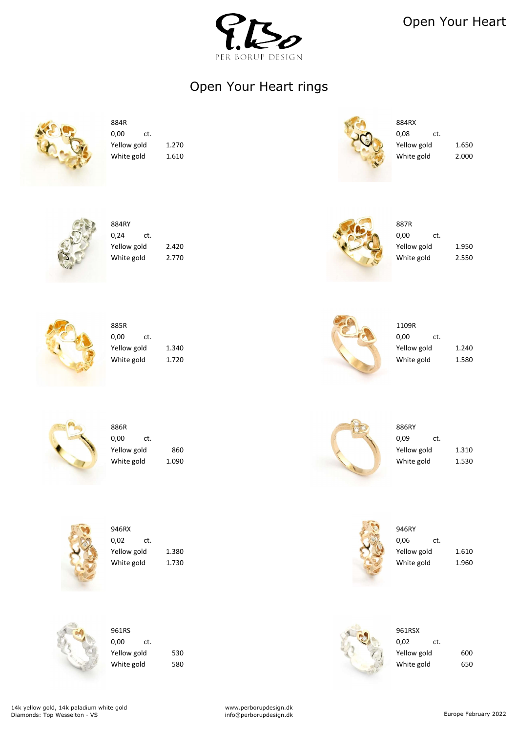PER BORUP DESIGN

Open Your Heart

# Open Your Heart rings

884R
0,00 ct.
Yellow gold 1.270
White gold 1.610

884RX
0,08 ct.
Yellow gold 1.650
White gold 2.000

884RY
0,24 ct.
Yellow gold 2.420
White gold 2.770

887R
0,00 ct.
Yellow gold 1.950
White gold 2.550

885R
0,00 ct.
Yellow gold 1.340
White gold 1.720

1109R
0,00 ct.
Yellow gold 1.240
White gold 1.580

886R
0,00 ct.
Yellow gold 860
White gold 1.090

886RY
0,09 ct.
Yellow gold 1.310
White gold 1.530

946RX
0,02 ct.
Yellow gold 1.380
White gold 1.730

946RY
0,06 ct.
Yellow gold 1.610
White gold 1.960

961RS
0,00 ct.
Yellow gold 530
White gold 580

961RSX
0,02 ct.
Yellow gold 600
White gold 650

14k yellow gold, 14k paladium white gold
Diamonds: Top Wesselton - VS

www.perborupdesign.dk
info@perborupdesign.dk

Europe February 2022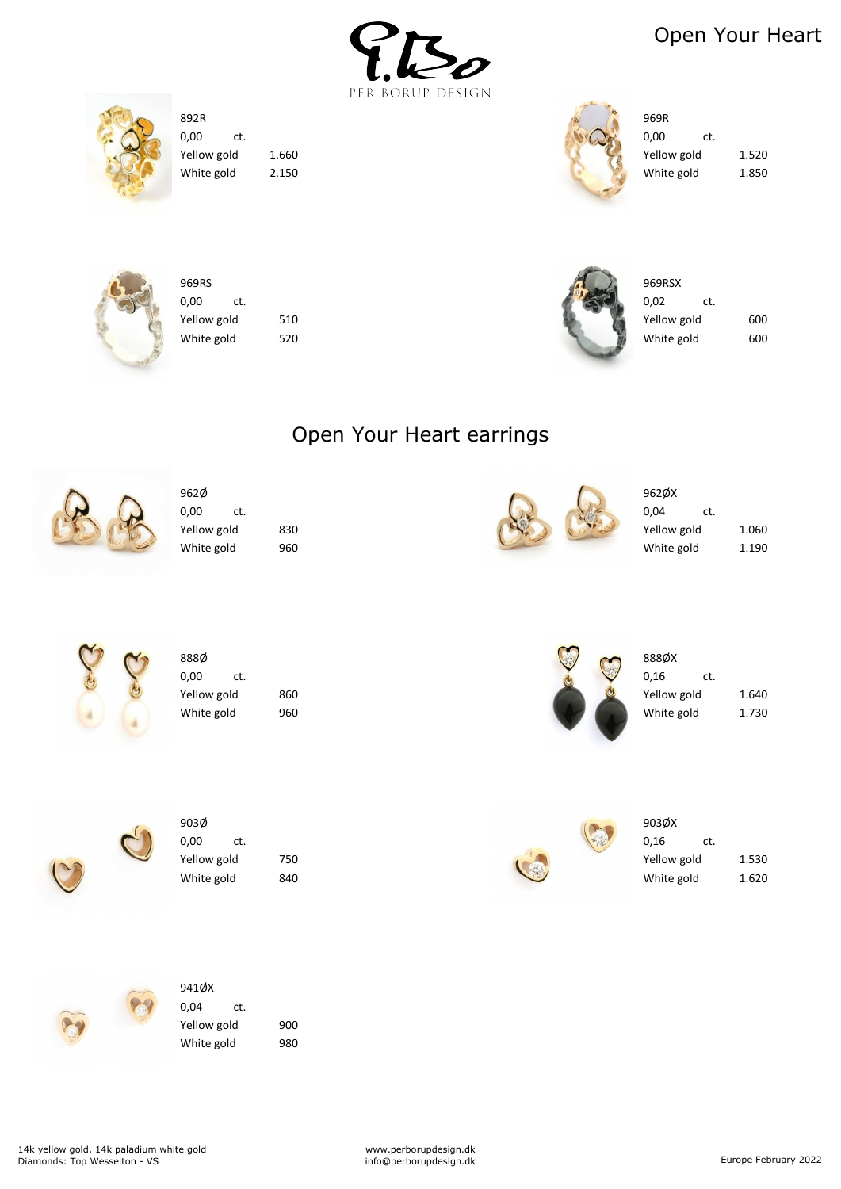# Open Your Heart

PER BORUP DESIGN

**892R**
0,00 ct.

| | |
|---|---|
| Yellow gold | 1.660 |
| White gold | 2.150 |

**969R**
0,00 ct.

| | |
|---|---|
| Yellow gold | 1.520 |
| White gold | 1.850 |

**969RS**
0,00 ct.

| | |
|---|---|
| Yellow gold | 510 |
| White gold | 520 |

**969RSX**
0,02 ct.

| | |
|---|---|
| Yellow gold | 600 |
| White gold | 600 |

## Open Your Heart earrings

**962Ø**
0,00 ct.

| | |
|---|---|
| Yellow gold | 830 |
| White gold | 960 |

**962ØX**
0,04 ct.

| | |
|---|---|
| Yellow gold | 1.060 |
| White gold | 1.190 |

**888Ø**
0,00 ct.

| | |
|---|---|
| Yellow gold | 860 |
| White gold | 960 |

**888ØX**
0,16 ct.

| | |
|---|---|
| Yellow gold | 1.640 |
| White gold | 1.730 |

**903Ø**
0,00 ct.

| | |
|---|---|
| Yellow gold | 750 |
| White gold | 840 |

**903ØX**
0,16 ct.

| | |
|---|---|
| Yellow gold | 1.530 |
| White gold | 1.620 |

**941ØX**
0,04 ct.

| | |
|---|---|
| Yellow gold | 900 |
| White gold | 980 |

14k yellow gold, 14k paladium white gold
Diamonds: Top Wesselton - VS

www.perborupdesign.dk
info@perborupdesign.dk

Europe February 2022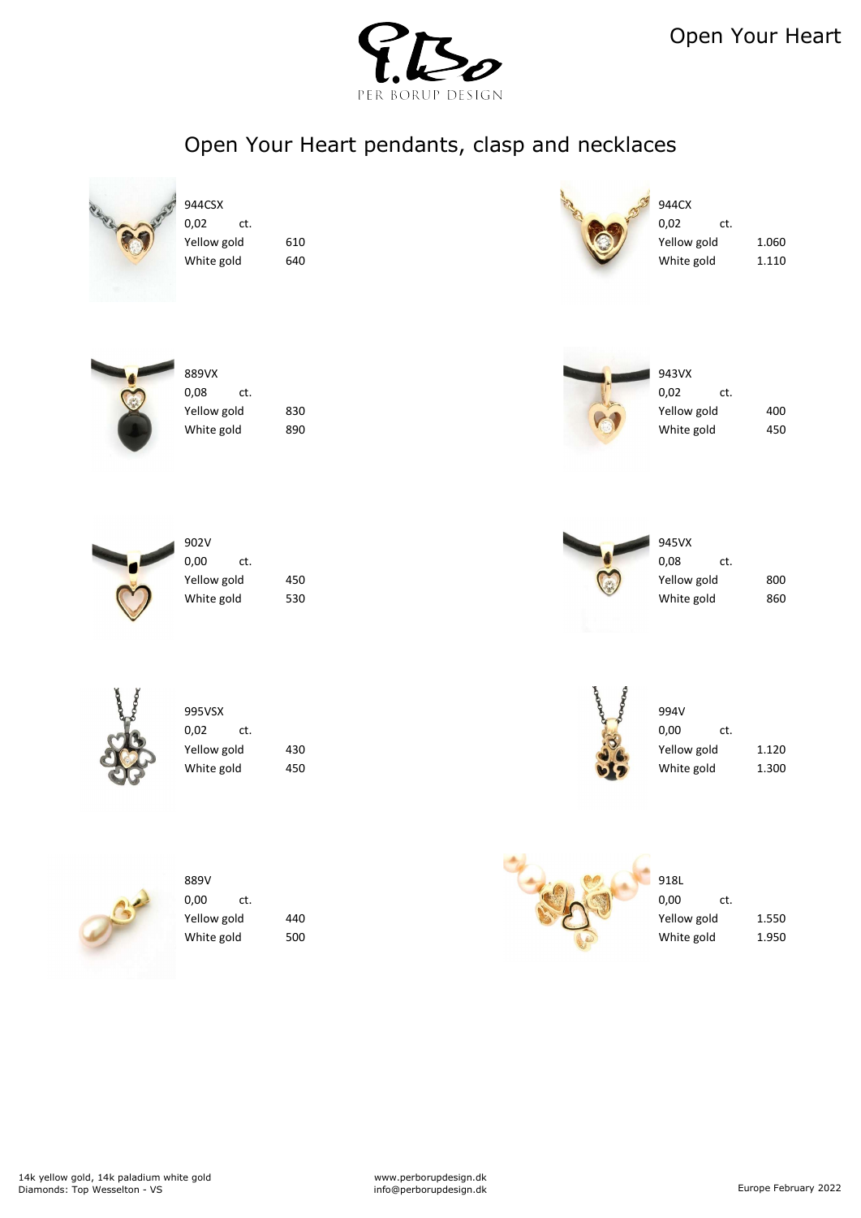# Open Your Heart

## Open Your Heart pendants, clasp and necklaces

| Item | ct. | Yellow gold | White gold |
|---|---|---|---|
| 944CSX | 0,02 | 610 | 640 |
| 944CX | 0,02 | 1.060 | 1.110 |
| 889VX | 0,08 | 830 | 890 |
| 943VX | 0,02 | 400 | 450 |
| 902V | 0,00 | 450 | 530 |
| 945VX | 0,08 | 800 | 860 |
| 995VSX | 0,02 | 430 | 450 |
| 994V | 0,00 | 1.120 | 1.300 |
| 889V | 0,00 | 440 | 500 |
| 918L | 0,00 | 1.550 | 1.950 |

14k yellow gold, 14k paladium white gold
Diamonds: Top Wesselton - VS

www.perborupdesign.dk
info@perborupdesign.dk

Europe February 2022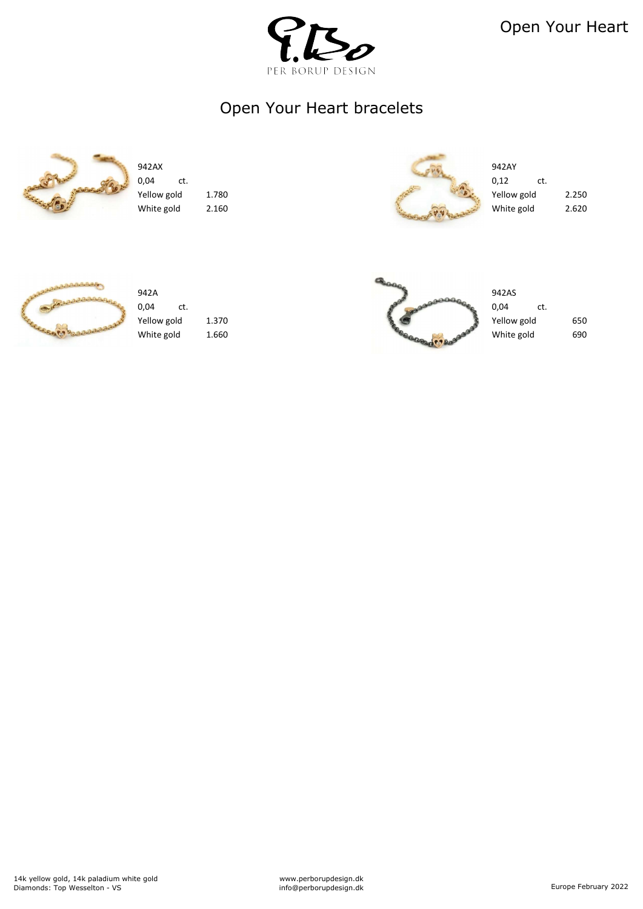Open Your Heart

# Open Your Heart bracelets

942AX
0,04 ct.

| | |
|---|---|
| Yellow gold | 1.780 |
| White gold | 2.160 |

942AY
0,12 ct.

| | |
|---|---|
| Yellow gold | 2.250 |
| White gold | 2.620 |

942A
0,04 ct.

| | |
|---|---|
| Yellow gold | 1.370 |
| White gold | 1.660 |

942AS
0,04 ct.

| | |
|---|---|
| Yellow gold | 650 |
| White gold | 690 |

14k yellow gold, 14k paladium white gold
Diamonds: Top Wesselton - VS

www.perborupdesign.dk
info@perborupdesign.dk

Europe February 2022